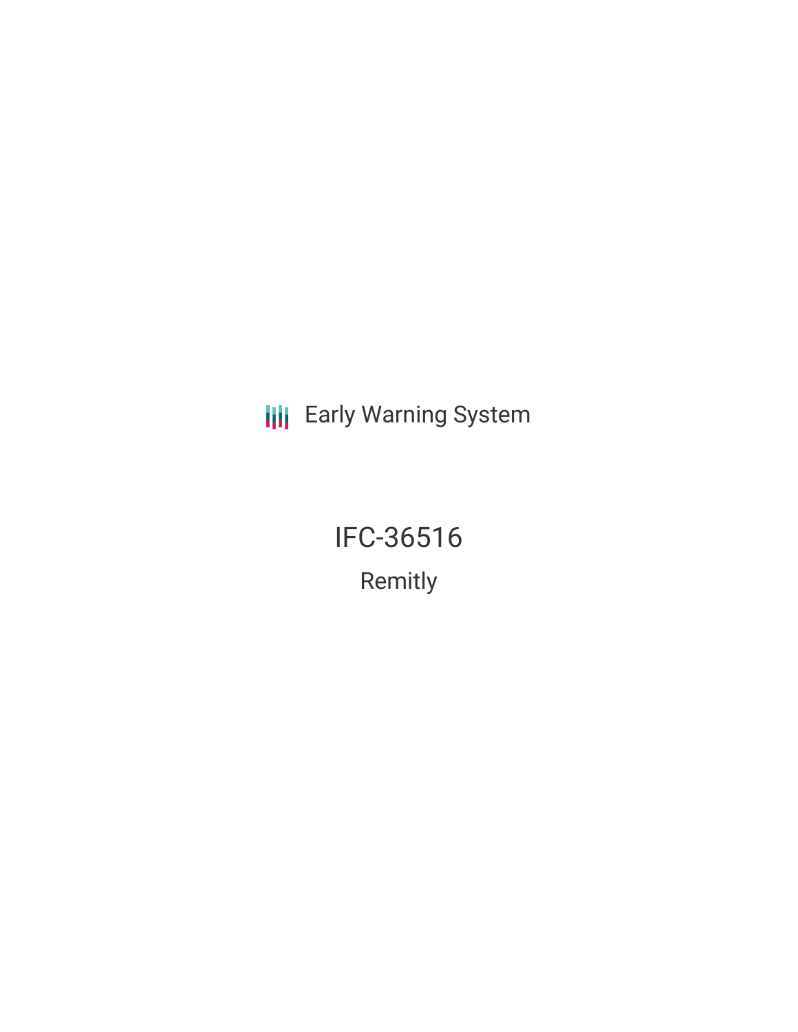Early Warning System

# IFC-36516

## Remitly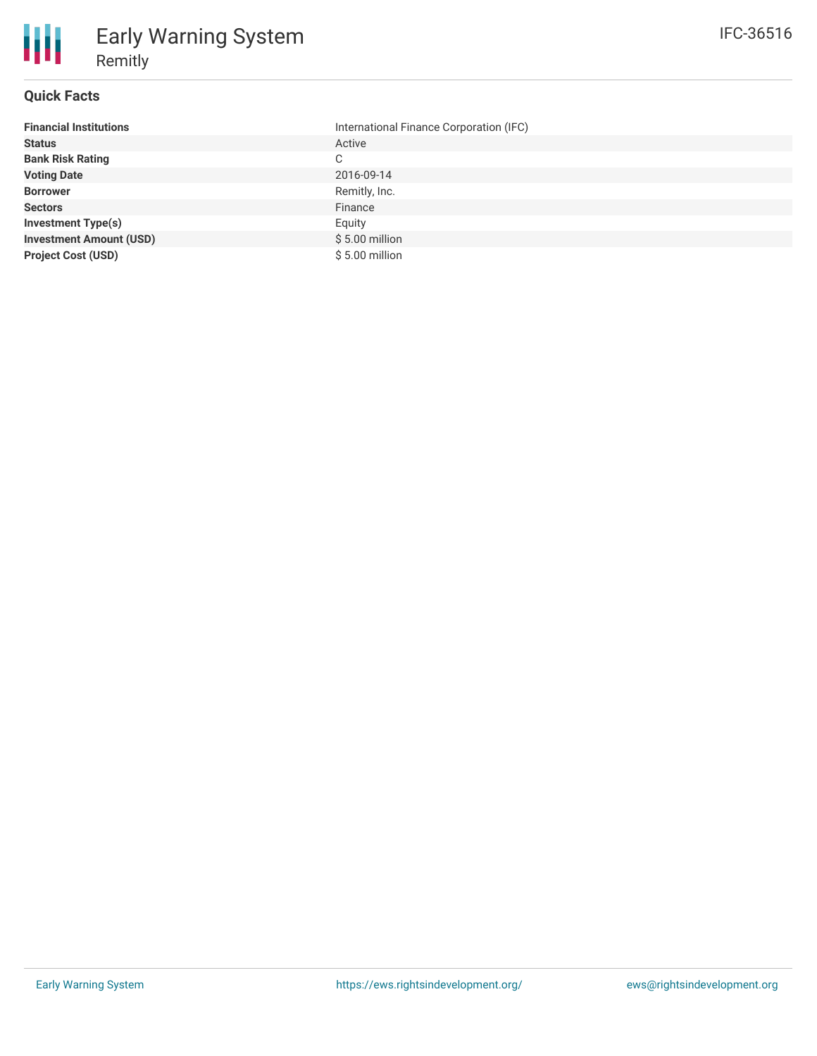# Early Warning System

## Remitly

IFC-36516

### Quick Facts

| | |
|---|---|
| **Financial Institutions** | International Finance Corporation (IFC) |
| **Status** | Active |
| **Bank Risk Rating** | C |
| **Voting Date** | 2016-09-14 |
| **Borrower** | Remitly, Inc. |
| **Sectors** | Finance |
| **Investment Type(s)** | Equity |
| **Investment Amount (USD)** | $ 5.00 million |
| **Project Cost (USD)** | $ 5.00 million |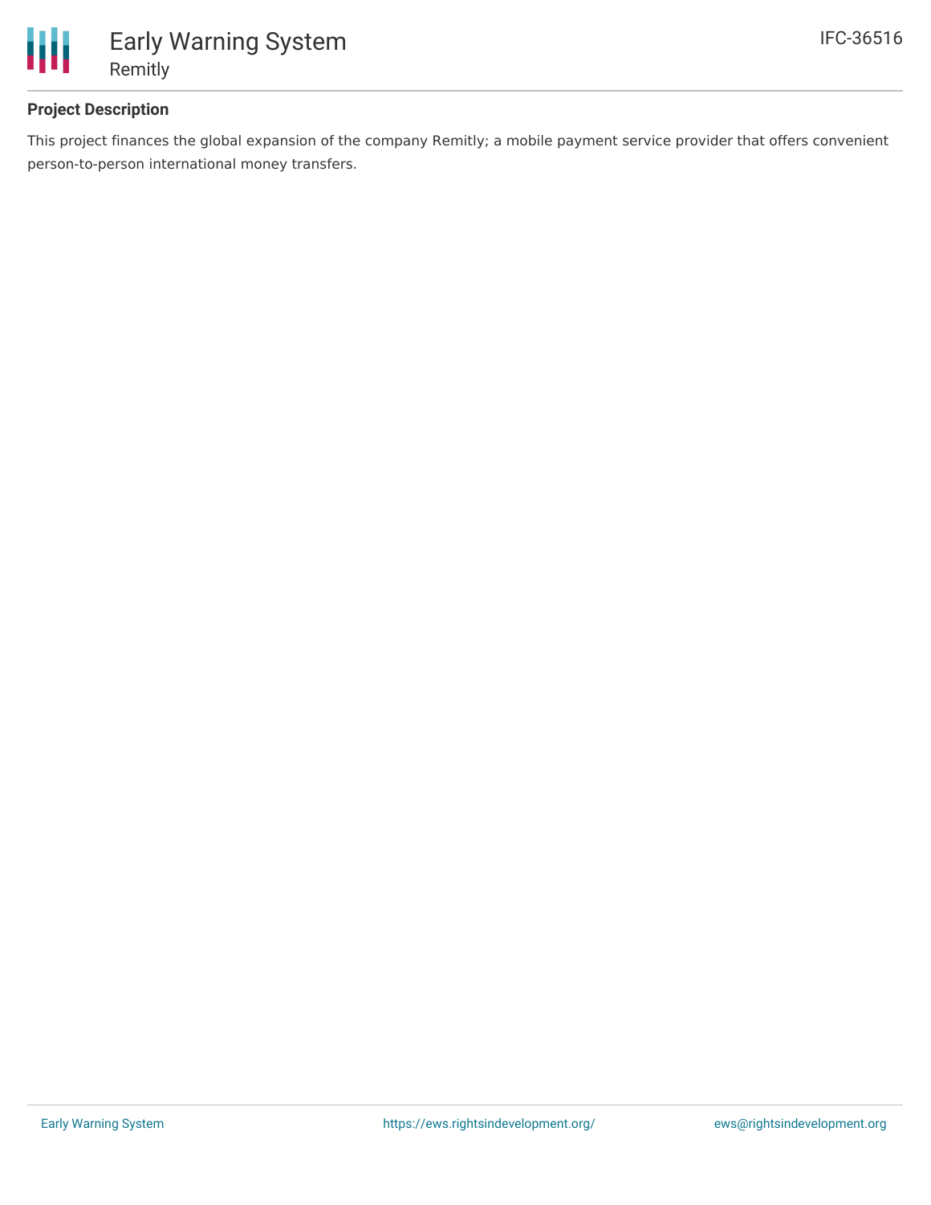# Early Warning System

## Remitly

IFC-36516

### Project Description

This project finances the global expansion of the company Remitly; a mobile payment service provider that offers convenient person-to-person international money transfers.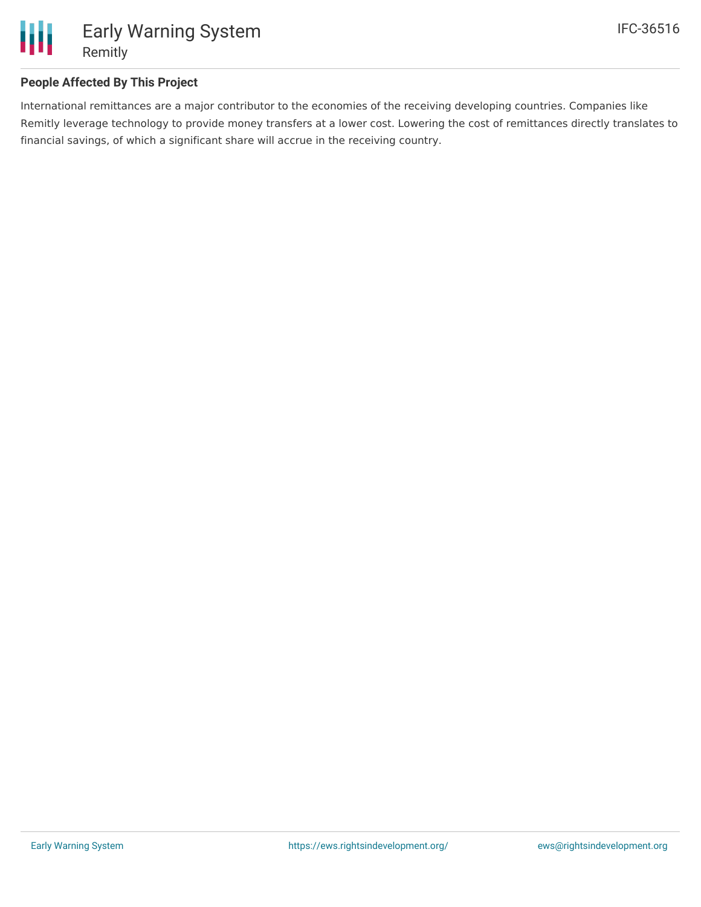## People Affected By This Project

International remittances are a major contributor to the economies of the receiving developing countries. Companies like Remitly leverage technology to provide money transfers at a lower cost. Lowering the cost of remittances directly translates to financial savings, of which a significant share will accrue in the receiving country.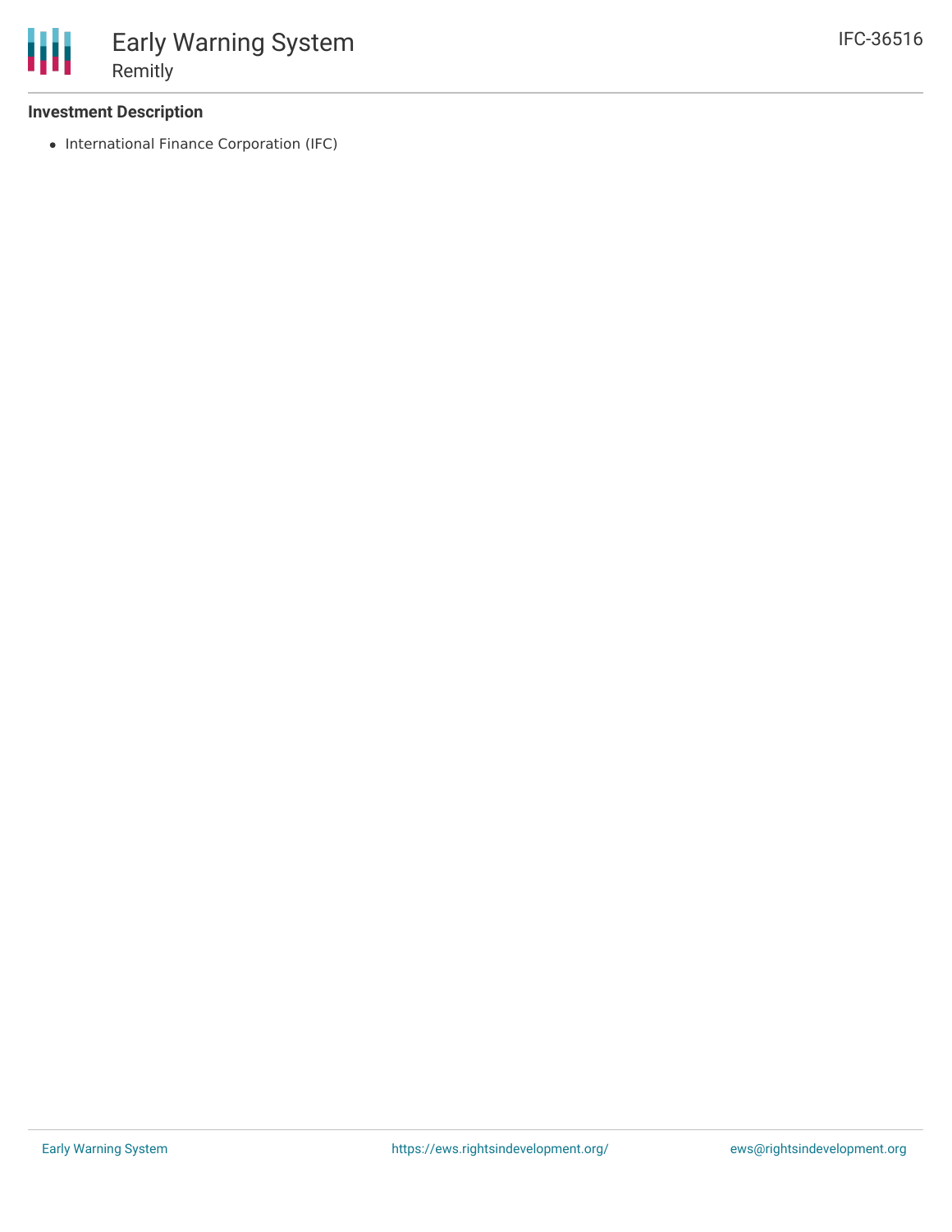### Investment Description

- International Finance Corporation (IFC)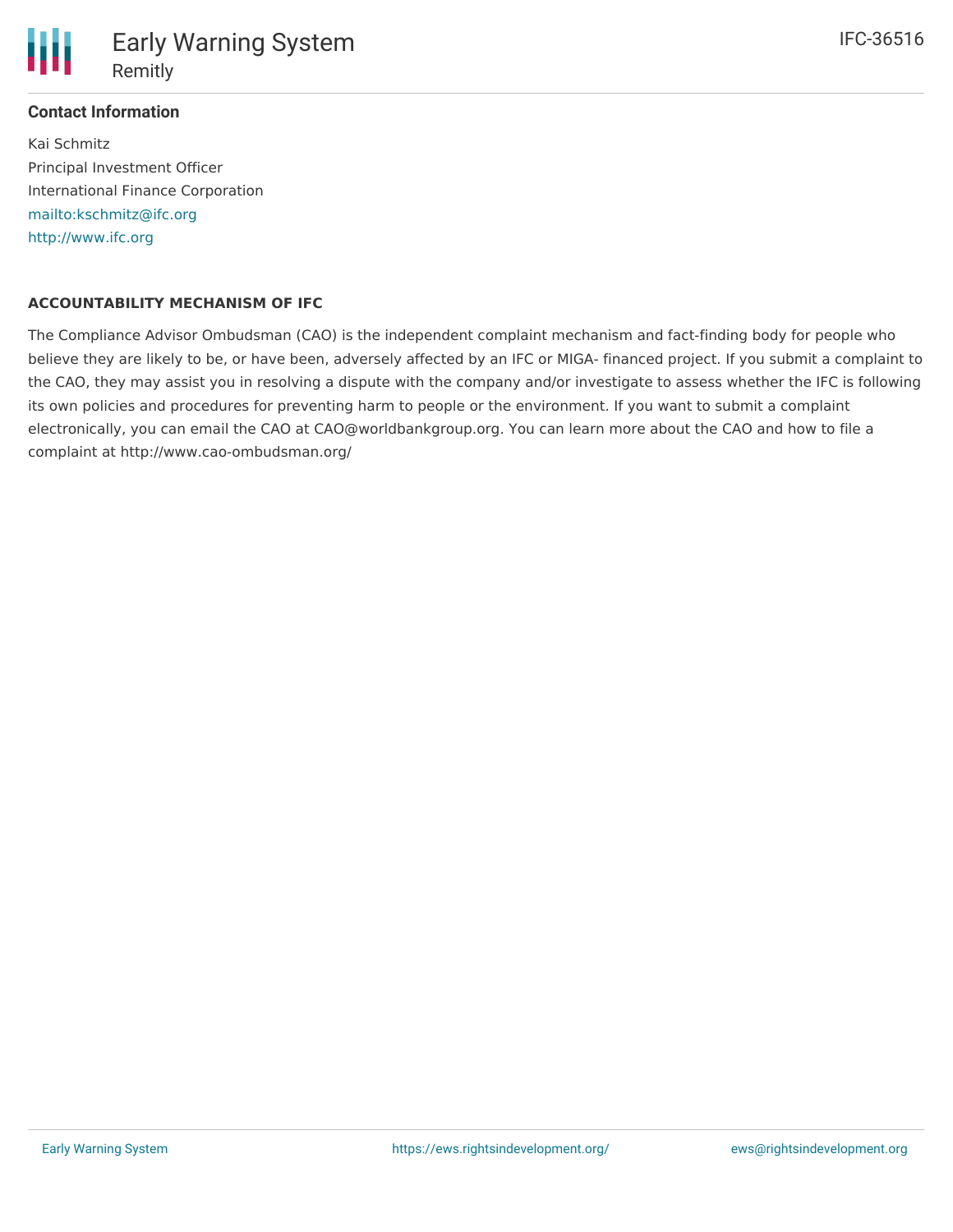## Contact Information

Kai Schmitz
Principal Investment Officer
International Finance Corporation
mailto:kschmitz@ifc.org
http://www.ifc.org

### ACCOUNTABILITY MECHANISM OF IFC

The Compliance Advisor Ombudsman (CAO) is the independent complaint mechanism and fact-finding body for people who believe they are likely to be, or have been, adversely affected by an IFC or MIGA- financed project. If you submit a complaint to the CAO, they may assist you in resolving a dispute with the company and/or investigate to assess whether the IFC is following its own policies and procedures for preventing harm to people or the environment. If you want to submit a complaint electronically, you can email the CAO at CAO@worldbankgroup.org. You can learn more about the CAO and how to file a complaint at http://www.cao-ombudsman.org/